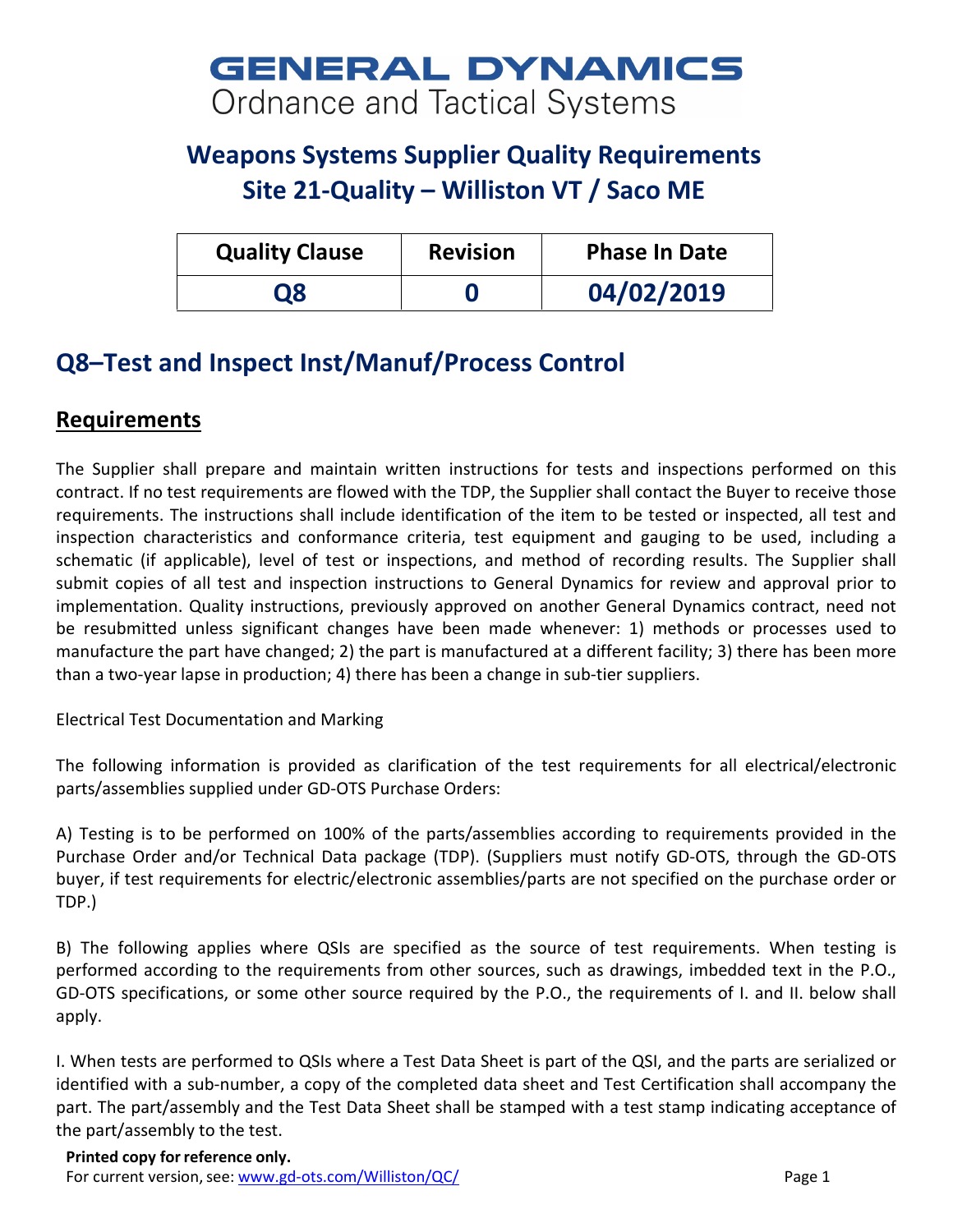# GENERAL DYNAMICS
Ordnance and Tactical Systems

## Weapons Systems Supplier Quality Requirements
## Site 21-Quality – Williston VT / Saco ME

| Quality Clause | Revision | Phase In Date |
|---|---|---|
| **Q8** | **0** | **04/02/2019** |

## Q8–Test and Inspect Inst/Manuf/Process Control

### Requirements

The Supplier shall prepare and maintain written instructions for tests and inspections performed on this contract. If no test requirements are flowed with the TDP, the Supplier shall contact the Buyer to receive those requirements. The instructions shall include identification of the item to be tested or inspected, all test and inspection characteristics and conformance criteria, test equipment and gauging to be used, including a schematic (if applicable), level of test or inspections, and method of recording results. The Supplier shall submit copies of all test and inspection instructions to General Dynamics for review and approval prior to implementation. Quality instructions, previously approved on another General Dynamics contract, need not be resubmitted unless significant changes have been made whenever: 1) methods or processes used to manufacture the part have changed; 2) the part is manufactured at a different facility; 3) there has been more than a two-year lapse in production; 4) there has been a change in sub-tier suppliers.

Electrical Test Documentation and Marking

The following information is provided as clarification of the test requirements for all electrical/electronic parts/assemblies supplied under GD-OTS Purchase Orders:

A) Testing is to be performed on 100% of the parts/assemblies according to requirements provided in the Purchase Order and/or Technical Data package (TDP). (Suppliers must notify GD-OTS, through the GD-OTS buyer, if test requirements for electric/electronic assemblies/parts are not specified on the purchase order or TDP.)

B) The following applies where QSIs are specified as the source of test requirements. When testing is performed according to the requirements from other sources, such as drawings, imbedded text in the P.O., GD-OTS specifications, or some other source required by the P.O., the requirements of I. and II. below shall apply.

I. When tests are performed to QSIs where a Test Data Sheet is part of the QSI, and the parts are serialized or identified with a sub-number, a copy of the completed data sheet and Test Certification shall accompany the part. The part/assembly and the Test Data Sheet shall be stamped with a test stamp indicating acceptance of the part/assembly to the test.

**Printed copy for reference only.**
For current version, see: [www.gd-ots.com/Williston/QC/](www.gd-ots.com/Williston/QC/)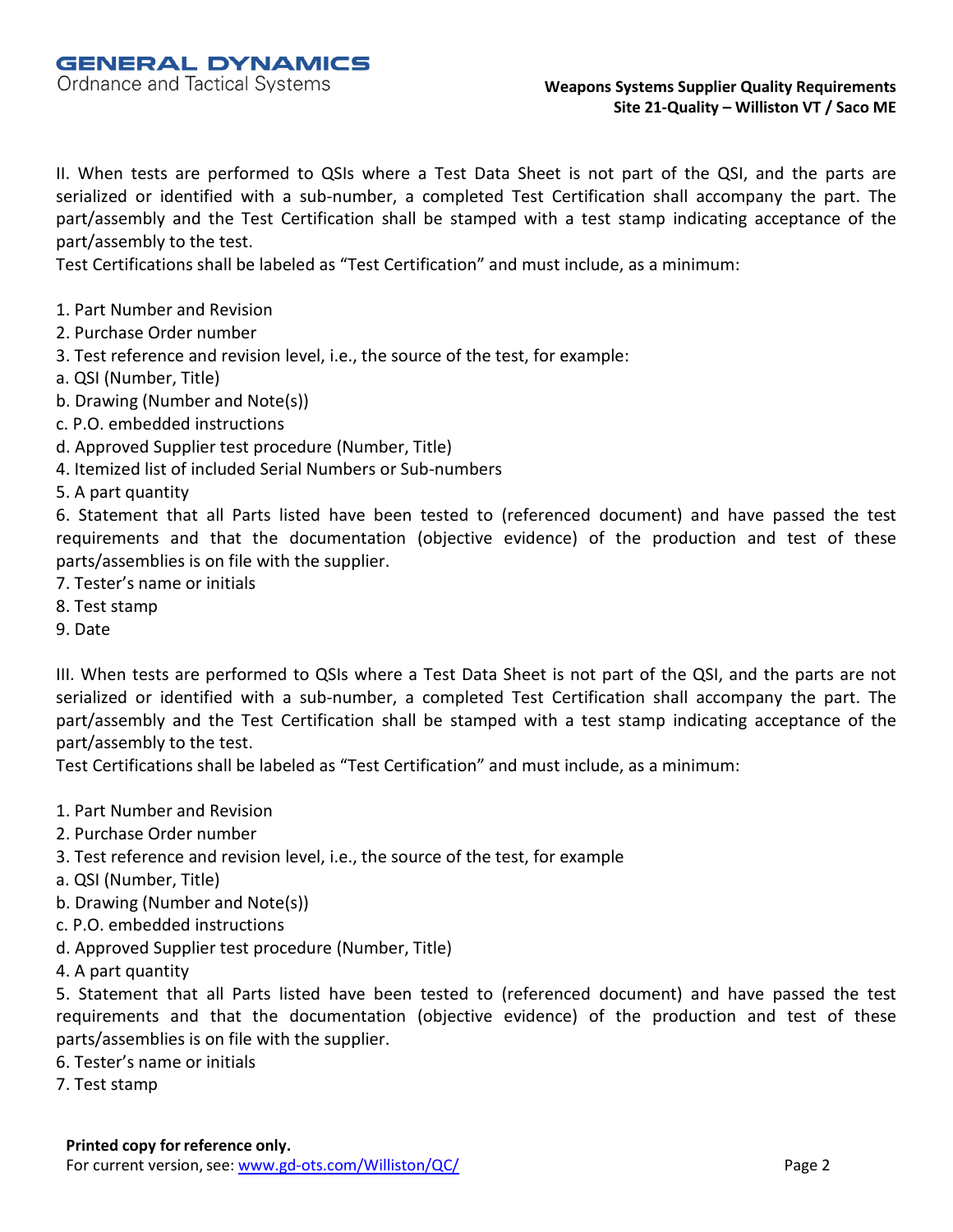II. When tests are performed to QSIs where a Test Data Sheet is not part of the QSI, and the parts are serialized or identified with a sub-number, a completed Test Certification shall accompany the part. The part/assembly and the Test Certification shall be stamped with a test stamp indicating acceptance of the part/assembly to the test.

Test Certifications shall be labeled as "Test Certification" and must include, as a minimum:

1. Part Number and Revision
2. Purchase Order number
3. Test reference and revision level, i.e., the source of the test, for example:
   a. QSI (Number, Title)
   b. Drawing (Number and Note(s))
   c. P.O. embedded instructions
   d. Approved Supplier test procedure (Number, Title)
4. Itemized list of included Serial Numbers or Sub-numbers
5. A part quantity
6. Statement that all Parts listed have been tested to (referenced document) and have passed the test requirements and that the documentation (objective evidence) of the production and test of these parts/assemblies is on file with the supplier.
7. Tester's name or initials
8. Test stamp
9. Date

III. When tests are performed to QSIs where a Test Data Sheet is not part of the QSI, and the parts are not serialized or identified with a sub-number, a completed Test Certification shall accompany the part. The part/assembly and the Test Certification shall be stamped with a test stamp indicating acceptance of the part/assembly to the test.

Test Certifications shall be labeled as "Test Certification" and must include, as a minimum:

1. Part Number and Revision
2. Purchase Order number
3. Test reference and revision level, i.e., the source of the test, for example
   a. QSI (Number, Title)
   b. Drawing (Number and Note(s))
   c. P.O. embedded instructions
   d. Approved Supplier test procedure (Number, Title)
4. A part quantity
5. Statement that all Parts listed have been tested to (referenced document) and have passed the test requirements and that the documentation (objective evidence) of the production and test of these parts/assemblies is on file with the supplier.
6. Tester's name or initials
7. Test stamp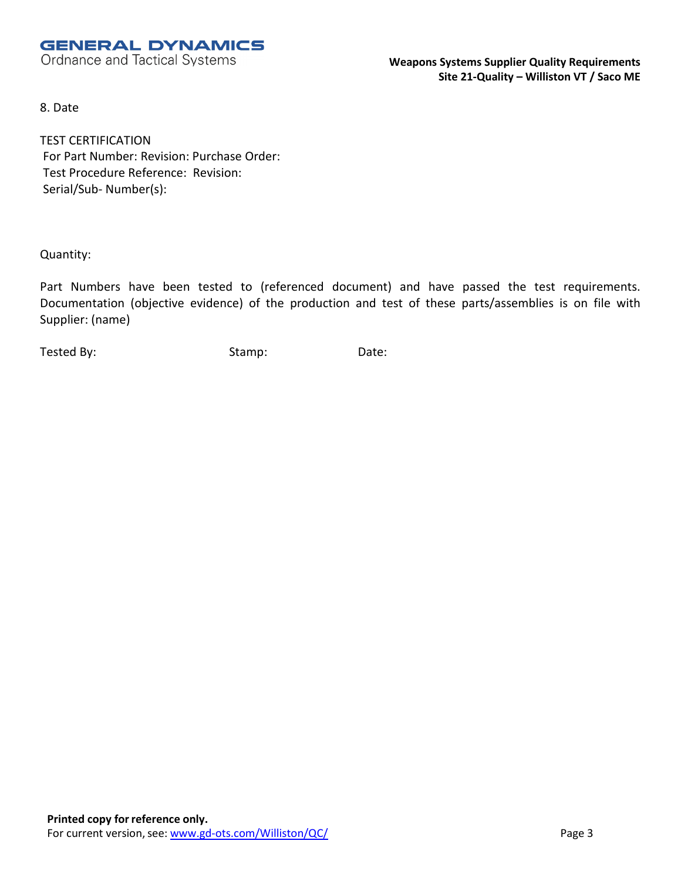8. Date

TEST CERTIFICATION
For Part Number: Revision: Purchase Order:
Test Procedure Reference: Revision:
Serial/Sub- Number(s):

Quantity:

Part Numbers have been tested to (referenced document) and have passed the test requirements. Documentation (objective evidence) of the production and test of these parts/assemblies is on file with Supplier: (name)

Tested By: Stamp: Date:

**Printed copy for reference only.**
For current version, see: www.gd-ots.com/Williston/QC/